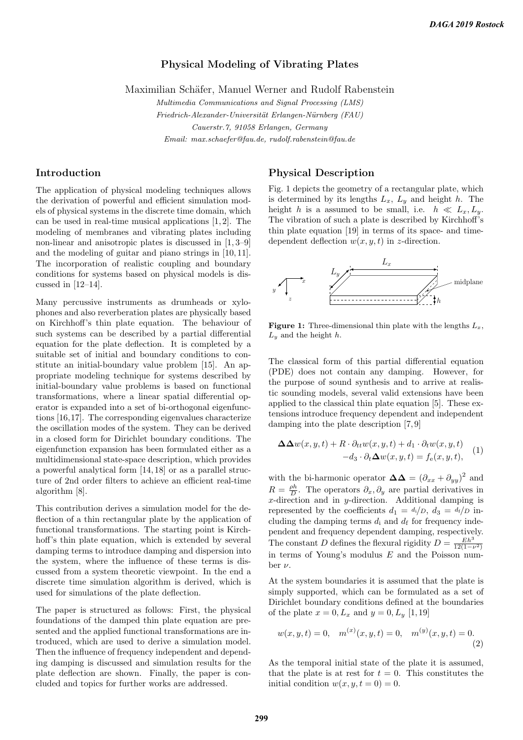# Physical Modeling of Vibrating Plates

Maximilian Schäfer, Manuel Werner and Rudolf Rabenstein

*Multimedia Communications and Signal Processing (LMS)*
*Friedrich-Alexander-Universität Erlangen-Nürnberg (FAU)*
*Cauerstr.7, 91058 Erlangen, Germany*
*Email: max.schaefer@fau.de, rudolf.rabenstein@fau.de*

## Introduction

The application of physical modeling techniques allows the derivation of powerful and efficient simulation models of physical systems in the discrete time domain, which can be used in real-time musical applications [1, 2]. The modeling of membranes and vibrating plates including non-linear and anisotropic plates is discussed in [1, 3–9] and the modeling of guitar and piano strings in [10, 11]. The incorporation of realistic coupling and boundary conditions for systems based on physical models is discussed in [12–14].

Many percussive instruments as drumheads or xylophones and also reverberation plates are physically based on Kirchhoff's thin plate equation. The behaviour of such systems can be described by a partial differential equation for the plate deflection. It is completed by a suitable set of initial and boundary conditions to constitute an initial-boundary value problem [15]. An appropriate modeling technique for systems described by initial-boundary value problems is based on functional transformations, where a linear spatial differential operator is expanded into a set of bi-orthogonal eigenfunctions [16,17]. The corresponding eigenvalues characterize the oscillation modes of the system. They can be derived in a closed form for Dirichlet boundary conditions. The eigenfunction expansion has been formulated either as a multidimensional state-space description, which provides a powerful analytical form [14, 18] or as a parallel structure of 2nd order filters to achieve an efficient real-time algorithm [8].

This contribution derives a simulation model for the deflection of a thin rectangular plate by the application of functional transformations. The starting point is Kirchhoff's thin plate equation, which is extended by several damping terms to introduce damping and dispersion into the system, where the influence of these terms is discussed from a system theoretic viewpoint. In the end a discrete time simulation algorithm is derived, which is used for simulations of the plate deflection.

The paper is structured as follows: First, the physical foundations of the damped thin plate equation are presented and the applied functional transformations are introduced, which are used to derive a simulation model. Then the influence of frequency independent and depending damping is discussed and simulation results for the plate deflection are shown. Finally, the paper is concluded and topics for further works are addressed.

## Physical Description

Fig. 1 depicts the geometry of a rectangular plate, which is determined by its lengths $L_x$, $L_y$ and height $h$. The height $h$ is a assumed to be small, i.e. $h \ll L_x, L_y$. The vibration of such a plate is described by Kirchhoff's thin plate equation [19] in terms of its space- and time-dependent deflection $w(x, y, t)$ in $z$-direction.

**Figure 1:** Three-dimensional thin plate with the lengths $L_x$, $L_y$ and the height $h$.

The classical form of this partial differential equation (PDE) does not contain any damping. However, for the purpose of sound synthesis and to arrive at realistic sounding models, several valid extensions have been applied to the classical thin plate equation [5]. These extensions introduce frequency dependent and independent damping into the plate description [7, 9]

$$
\begin{aligned}
\mathbf{\Delta\Delta} w(x,y,t) + R \cdot \partial_{tt} w(x,y,t) + d_1 \cdot \partial_t w(x,y,t) \\
-d_3 \cdot \partial_t \mathbf{\Delta} w(x,y,t) = f_\mathrm{e}(x,y,t),
\end{aligned}
\tag{1}
$$

with the bi-harmonic operator $\mathbf{\Delta\Delta} = (\partial_{xx} + \partial_{yy})^2$ and $R = \frac{\rho h}{D}$. The operators $\partial_x, \partial_y$ are partial derivatives in $x$-direction and in $y$-direction. Additional damping is represented by the coefficients $d_1 = d_\mathrm{i}/D$, $d_3 = d_\mathrm{f}/D$ including the damping terms $d_\mathrm{i}$ and $d_\mathrm{f}$ for frequency independent and frequency dependent damping, respectively. The constant $D$ defines the flexural rigidity $D = \frac{Eh^3}{12(1-\nu^2)}$ in terms of Young's modulus $E$ and the Poisson number $\nu$.

At the system boundaries it is assumed that the plate is simply supported, which can be formulated as a set of Dirichlet boundary conditions defined at the boundaries of the plate $x = 0, L_x$ and $y = 0, L_y$ [1, 19]

$$
w(x,y,t) = 0, \quad m^{(x)}(x,y,t) = 0, \quad m^{(y)}(x,y,t) = 0. \tag{2}
$$

As the temporal initial state of the plate it is assumed, that the plate is at rest for $t = 0$. This constitutes the initial condition $w(x, y, t = 0) = 0$.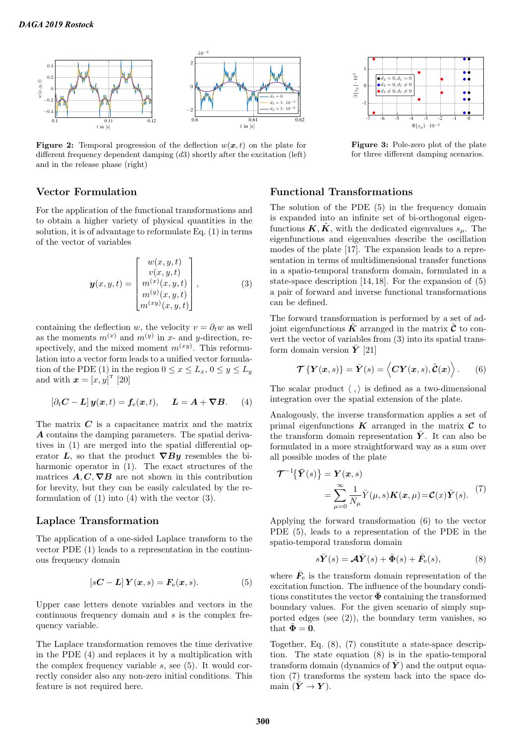**Figure 2:** Temporal progression of the deflection $w(\boldsymbol{x}, t)$ on the plate for different frequency dependent damping ($d3$) shortly after the excitation (left) and in the release phase (right)

**Figure 3:** Pole-zero plot of the plate for three different damping scenarios.

## Vector Formulation

For the application of the functional transformations and to obtain a higher variety of physical quantities in the solution, it is of advantage to reformulate Eq. (1) in terms of the vector of variables

$$\boldsymbol{y}(x,y,t) = \begin{bmatrix} w(x,y,t) \\ v(x,y,t) \\ m^{(x)}(x,y,t) \\ m^{(y)}(x,y,t) \\ m^{(xy)}(x,y,t) \end{bmatrix}, \tag{3}$$

containing the deflection $w$, the velocity $v = \partial_t w$ as well as the moments $m^{(x)}$ and $m^{(y)}$ in $x$- and $y$-direction, respectively, and the mixed moment $m^{(xy)}$. This reformulation into a vector form leads to a unified vector formulation of the PDE (1) in the region $0 \leq x \leq L_x$, $0 \leq y \leq L_y$ and with $\boldsymbol{x} = [x, y]^{\mathrm{T}}$ [20]

$$[\partial_t \boldsymbol{C} - \boldsymbol{L}]\, \boldsymbol{y}(\boldsymbol{x}, t) = \boldsymbol{f}_{\mathrm{e}}(\boldsymbol{x}, t), \qquad \boldsymbol{L} = \boldsymbol{A} + \boldsymbol{\nabla B}. \tag{4}$$

The matrix $\boldsymbol{C}$ is a capacitance matrix and the matrix $\boldsymbol{A}$ contains the damping parameters. The spatial derivatives in (1) are merged into the spatial differential operator $\boldsymbol{L}$, so that the product $\boldsymbol{\nabla B y}$ resembles the biharmonic operator in (1). The exact structures of the matrices $\boldsymbol{A}, \boldsymbol{C}, \boldsymbol{\nabla B}$ are not shown in this contribution for brevity, but they can be easily calculated by the reformulation of (1) into (4) with the vector (3).

## Laplace Transformation

The application of a one-sided Laplace transform to the vector PDE (1) leads to a representation in the continuous frequency domain

$$[s\boldsymbol{C} - \boldsymbol{L}]\, \boldsymbol{Y}(\boldsymbol{x}, s) = \boldsymbol{F}_{\mathrm{e}}(\boldsymbol{x}, s). \tag{5}$$

Upper case letters denote variables and vectors in the continuous frequency domain and $s$ is the complex frequency variable.

The Laplace transformation removes the time derivative in the PDE (4) and replaces it by a multiplication with the complex frequency variable $s$, see (5). It would correctly consider also any non-zero initial conditions. This feature is not required here.

## Functional Transformations

The solution of the PDE (5) in the frequency domain is expanded into an infinite set of bi-orthogonal eigenfunctions $\boldsymbol{K}, \tilde{\boldsymbol{K}}$, with the dedicated eigenvalues $s_\mu$. The eigenfunctions and eigenvalues describe the oscillation modes of the plate [17]. The expansion leads to a representation in terms of multidimensional transfer functions in a spatio-temporal transform domain, formulated in a state-space description [14,18]. For the expansion of (5) a pair of forward and inverse functional transformations can be defined.

The forward transformation is performed by a set of adjoint eigenfunctions $\tilde{\boldsymbol{K}}$ arranged in the matrix $\tilde{\boldsymbol{\mathcal{C}}}$ to convert the vector of variables from (3) into its spatial transform domain version $\bar{\boldsymbol{Y}}$ [21]

$$\boldsymbol{\mathcal{T}}\{\boldsymbol{Y}(\boldsymbol{x}, s)\} = \bar{\boldsymbol{Y}}(s) = \left\langle \boldsymbol{C}\boldsymbol{Y}(\boldsymbol{x}, s), \tilde{\boldsymbol{\mathcal{C}}}(\boldsymbol{x}) \right\rangle. \tag{6}$$

The scalar product $\langle\,,\rangle$ is defined as a two-dimensional integration over the spatial extension of the plate.

Analogously, the inverse transformation applies a set of primal eigenfunctions $\boldsymbol{K}$ arranged in the matrix $\boldsymbol{\mathcal{C}}$ to the transform domain representation $\bar{\boldsymbol{Y}}$. It can also be formulated in a more straightforward way as a sum over all possible modes of the plate

$$\begin{aligned} \boldsymbol{\mathcal{T}}^{-1}\{\bar{\boldsymbol{Y}}(s)\} &= \boldsymbol{Y}(\boldsymbol{x}, s) \\ &= \sum_{\mu=0}^{\infty} \frac{1}{N_\mu} \bar{Y}(\mu, s) \boldsymbol{K}(\boldsymbol{x}, \mu) = \boldsymbol{\mathcal{C}}(x) \bar{\boldsymbol{Y}}(s). \end{aligned} \tag{7}$$

Applying the forward transformation (6) to the vector PDE (5), leads to a representation of the PDE in the spatio-temporal transform domain

$$s\bar{\boldsymbol{Y}}(s) = \boldsymbol{\mathcal{A}}\bar{\boldsymbol{Y}}(s) + \bar{\boldsymbol{\Phi}}(s) + \bar{\boldsymbol{F}}_{\mathrm{e}}(s), \tag{8}$$

where $\bar{\boldsymbol{F}}_{\mathrm{e}}$ is the transform domain representation of the excitation function. The influence of the boundary conditions constitutes the vector $\bar{\boldsymbol{\Phi}}$ containing the transformed boundary values. For the given scenario of simply supported edges (see (2)), the boundary term vanishes, so that $\bar{\boldsymbol{\Phi}} = \boldsymbol{0}$.

Together, Eq. (8), (7) constitute a state-space description. The state equation (8) is in the spatio-temporal transform domain (dynamics of $\bar{\boldsymbol{Y}}$) and the output equation (7) transforms the system back into the space domain ($\bar{\boldsymbol{Y}} \to \boldsymbol{Y}$).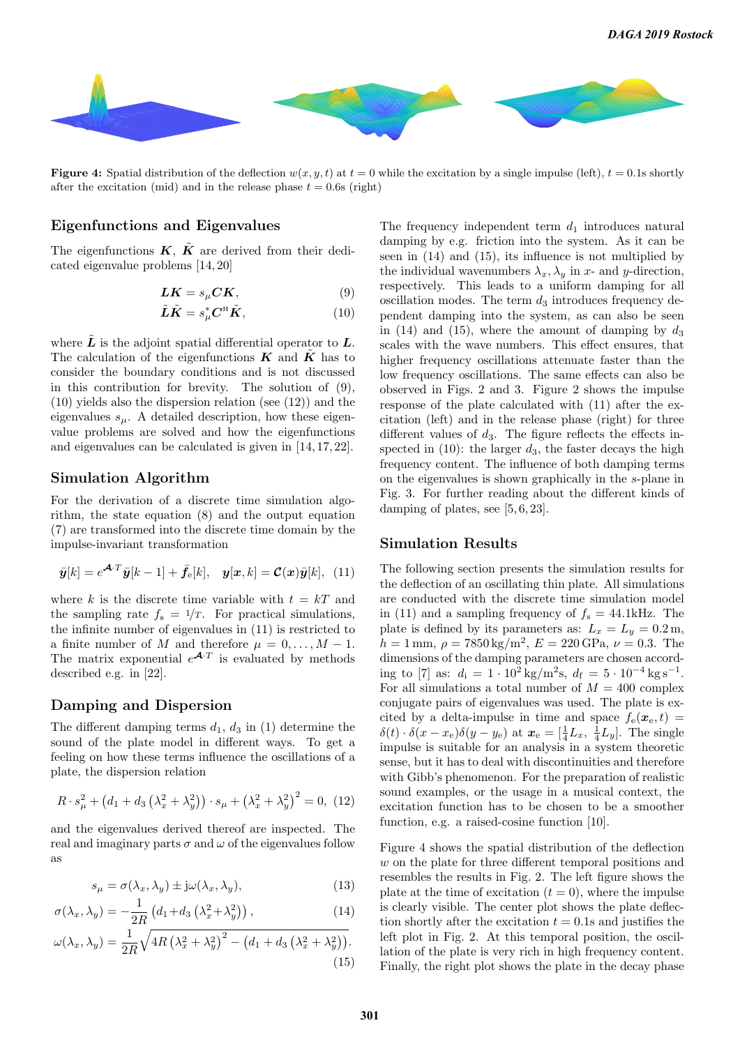**Figure 4:** Spatial distribution of the deflection $w(x, y, t)$ at $t = 0$ while the excitation by a single impulse (left), $t = 0.1$s shortly after the excitation (mid) and in the release phase $t = 0.6$s (right)

## Eigenfunctions and Eigenvalues

The eigenfunctions $\boldsymbol{K}$, $\tilde{\boldsymbol{K}}$ are derived from their dedicated eigenvalue problems [14,20]

$$\boldsymbol{L}\boldsymbol{K} = s_\mu \boldsymbol{C}\boldsymbol{K}, \tag{9}$$

$$\tilde{\boldsymbol{L}}\tilde{\boldsymbol{K}} = s_\mu^* \boldsymbol{C}^{\mathrm{H}}\tilde{\boldsymbol{K}}, \tag{10}$$

where $\tilde{\boldsymbol{L}}$ is the adjoint spatial differential operator to $\boldsymbol{L}$. The calculation of the eigenfunctions $\boldsymbol{K}$ and $\tilde{\boldsymbol{K}}$ has to consider the boundary conditions and is not discussed in this contribution for brevity. The solution of (9), (10) yields also the dispersion relation (see (12)) and the eigenvalues $s_\mu$. A detailed description, how these eigenvalue problems are solved and how the eigenfunctions and eigenvalues can be calculated is given in [14,17,22].

## Simulation Algorithm

For the derivation of a discrete time simulation algorithm, the state equation (8) and the output equation (7) are transformed into the discrete time domain by the impulse-invariant transformation

$$\bar{\boldsymbol{y}}[k] = e^{\boldsymbol{\mathcal{A}}\cdot T}\bar{\boldsymbol{y}}[k-1] + \bar{\boldsymbol{f}}_{\mathrm{e}}[k], \quad \boldsymbol{y}[\boldsymbol{x}, k] = \boldsymbol{\mathcal{C}}(\boldsymbol{x})\bar{\boldsymbol{y}}[k], \tag{11}$$

where $k$ is the discrete time variable with $t = kT$ and the sampling rate $f_{\mathrm{s}} = 1/T$. For practical simulations, the infinite number of eigenvalues in (11) is restricted to a finite number of $M$ and therefore $\mu = 0, \ldots, M-1$. The matrix exponential $e^{\boldsymbol{\mathcal{A}}\cdot T}$ is evaluated by methods described e.g. in [22].

## Damping and Dispersion

The different damping terms $d_1$, $d_3$ in (1) determine the sound of the plate model in different ways. To get a feeling on how these terms influence the oscillations of a plate, the dispersion relation

$$R \cdot s_\mu^2 + \left(d_1 + d_3\left(\lambda_x^2 + \lambda_y^2\right)\right) \cdot s_\mu + \left(\lambda_x^2 + \lambda_y^2\right)^2 = 0, \tag{12}$$

and the eigenvalues derived thereof are inspected. The real and imaginary parts $\sigma$ and $\omega$ of the eigenvalues follow as

$$s_\mu = \sigma(\lambda_x, \lambda_y) \pm \mathrm{j}\omega(\lambda_x, \lambda_y), \tag{13}$$

$$\sigma(\lambda_x, \lambda_y) = -\frac{1}{2R}\left(d_1 + d_3\left(\lambda_x^2 + \lambda_y^2\right)\right), \tag{14}$$

$$\omega(\lambda_x, \lambda_y) = \frac{1}{2R}\sqrt{4R\left(\lambda_x^2 + \lambda_y^2\right)^2 - \left(d_1 + d_3\left(\lambda_x^2 + \lambda_y^2\right)\right)}. \tag{15}$$

The frequency independent term $d_1$ introduces natural damping by e.g. friction into the system. As it can be seen in (14) and (15), its influence is not multiplied by the individual wavenumbers $\lambda_x, \lambda_y$ in $x$- and $y$-direction, respectively. This leads to a uniform damping for all oscillation modes. The term $d_3$ introduces frequency dependent damping into the system, as can also be seen in (14) and (15), where the amount of damping by $d_3$ scales with the wave numbers. This effect ensures, that higher frequency oscillations attenuate faster than the low frequency oscillations. The same effects can also be observed in Figs. 2 and 3. Figure 2 shows the impulse response of the plate calculated with (11) after the excitation (left) and in the release phase (right) for three different values of $d_3$. The figure reflects the effects inspected in (10): the larger $d_3$, the faster decays the high frequency content. The influence of both damping terms on the eigenvalues is shown graphically in the $s$-plane in Fig. 3. For further reading about the different kinds of damping of plates, see [5,6,23].

## Simulation Results

The following section presents the simulation results for the deflection of an oscillating thin plate. All simulations are conducted with the discrete time simulation model in (11) and a sampling frequency of $f_{\mathrm{s}} = 44.1$kHz. The plate is defined by its parameters as: $L_x = L_y = 0.2\,\mathrm{m}$, $h = 1\,\mathrm{mm}$, $\rho = 7850\,\mathrm{kg/m^2}$, $E = 220\,\mathrm{GPa}$, $\nu = 0.3$. The dimensions of the damping parameters are chosen according to [7] as: $d_{\mathrm{i}} = 1 \cdot 10^2\,\mathrm{kg/m^2s}$, $d_{\mathrm{f}} = 5 \cdot 10^{-4}\,\mathrm{kg\,s^{-1}}$. For all simulations a total number of $M = 400$ complex conjugate pairs of eigenvalues was used. The plate is excited by a delta-impulse in time and space $f_{\mathrm{e}}(\boldsymbol{x}_{\mathrm{e}}, t) = \delta(t) \cdot \delta(x - x_{\mathrm{e}})\delta(y - y_{\mathrm{e}})$ at $\boldsymbol{x}_{\mathrm{e}} = [\frac{1}{4}L_x,\ \frac{1}{4}L_y]$. The single impulse is suitable for an analysis in a system theoretic sense, but it has to deal with discontinuities and therefore with Gibb's phenomenon. For the preparation of realistic sound examples, or the usage in a musical context, the excitation function has to be chosen to be a smoother function, e.g. a raised-cosine function [10].

Figure 4 shows the spatial distribution of the deflection $w$ on the plate for three different temporal positions and resembles the results in Fig. 2. The left figure shows the plate at the time of excitation ($t = 0$), where the impulse is clearly visible. The center plot shows the plate deflection shortly after the excitation $t = 0.1$s and justifies the left plot in Fig. 2. At this temporal position, the oscillation of the plate is very rich in high frequency content. Finally, the right plot shows the plate in the decay phase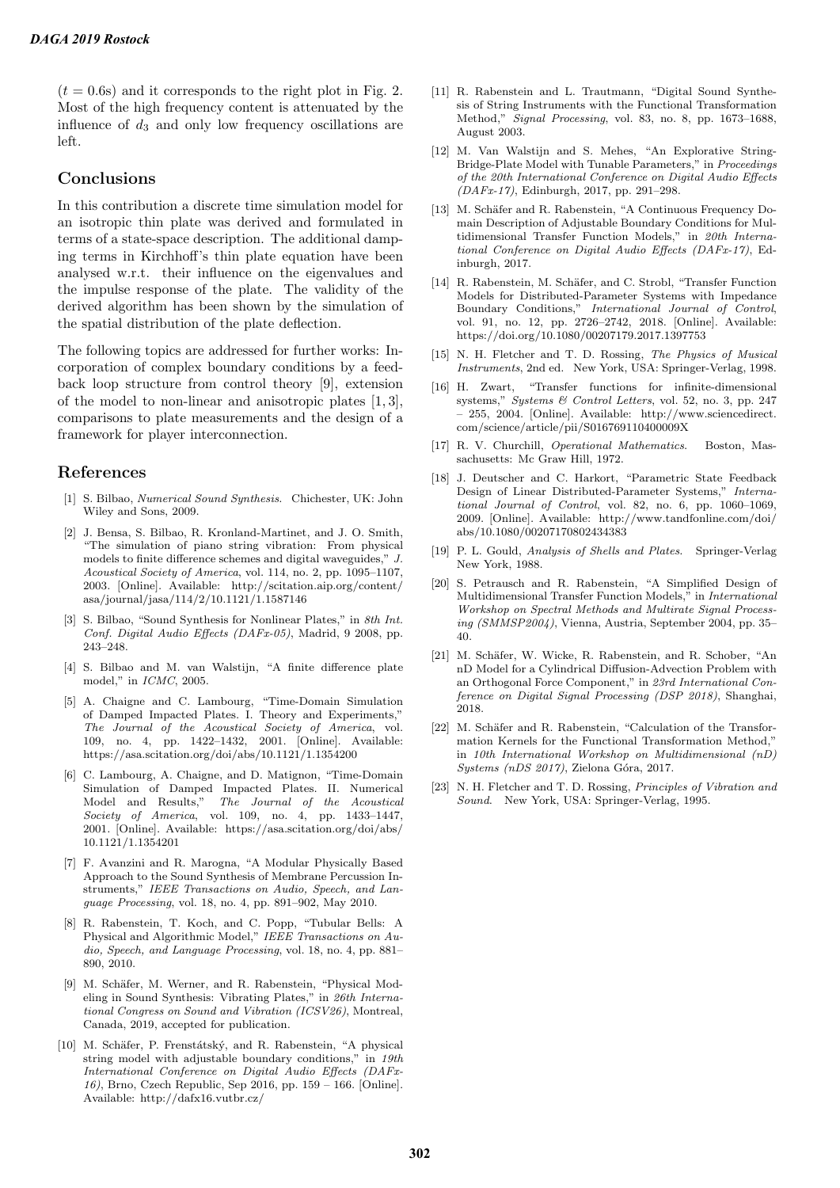($t = 0.6$s) and it corresponds to the right plot in Fig. 2. Most of the high frequency content is attenuated by the influence of $d_3$ and only low frequency oscillations are left.

## Conclusions

In this contribution a discrete time simulation model for an isotropic thin plate was derived and formulated in terms of a state-space description. The additional damping terms in Kirchhoff's thin plate equation have been analysed w.r.t. their influence on the eigenvalues and the impulse response of the plate. The validity of the derived algorithm has been shown by the simulation of the spatial distribution of the plate deflection.

The following topics are addressed for further works: Incorporation of complex boundary conditions by a feedback loop structure from control theory [9], extension of the model to non-linear and anisotropic plates [1, 3], comparisons to plate measurements and the design of a framework for player interconnection.

## References

[1] S. Bilbao, *Numerical Sound Synthesis*. Chichester, UK: John Wiley and Sons, 2009.

[2] J. Bensa, S. Bilbao, R. Kronland-Martinet, and J. O. Smith, "The simulation of piano string vibration: From physical models to finite difference schemes and digital waveguides," *J. Acoustical Society of America*, vol. 114, no. 2, pp. 1095–1107, 2003. [Online]. Available: http://scitation.aip.org/content/asa/journal/jasa/114/2/10.1121/1.1587146

[3] S. Bilbao, "Sound Synthesis for Nonlinear Plates," in *8th Int. Conf. Digital Audio Effects (DAFx-05)*, Madrid, 9 2008, pp. 243–248.

[4] S. Bilbao and M. van Walstijn, "A finite difference plate model," in *ICMC*, 2005.

[5] A. Chaigne and C. Lambourg, "Time-Domain Simulation of Damped Impacted Plates. I. Theory and Experiments," *The Journal of the Acoustical Society of America*, vol. 109, no. 4, pp. 1422–1432, 2001. [Online]. Available: https://asa.scitation.org/doi/abs/10.1121/1.1354200

[6] C. Lambourg, A. Chaigne, and D. Matignon, "Time-Domain Simulation of Damped Impacted Plates. II. Numerical Model and Results," *The Journal of the Acoustical Society of America*, vol. 109, no. 4, pp. 1433–1447, 2001. [Online]. Available: https://asa.scitation.org/doi/abs/10.1121/1.1354201

[7] F. Avanzini and R. Marogna, "A Modular Physically Based Approach to the Sound Synthesis of Membrane Percussion Instruments," *IEEE Transactions on Audio, Speech, and Language Processing*, vol. 18, no. 4, pp. 891–902, May 2010.

[8] R. Rabenstein, T. Koch, and C. Popp, "Tubular Bells: A Physical and Algorithmic Model," *IEEE Transactions on Audio, Speech, and Language Processing*, vol. 18, no. 4, pp. 881–890, 2010.

[9] M. Schäfer, M. Werner, and R. Rabenstein, "Physical Modeling in Sound Synthesis: Vibrating Plates," in *26th International Congress on Sound and Vibration (ICSV26)*, Montreal, Canada, 2019, accepted for publication.

[10] M. Schäfer, P. Frenštátský, and R. Rabenstein, "A physical string model with adjustable boundary conditions," in *19th International Conference on Digital Audio Effects (DAFx-16)*, Brno, Czech Republic, Sep 2016, pp. 159 – 166. [Online]. Available: http://dafx16.vutbr.cz/

[11] R. Rabenstein and L. Trautmann, "Digital Sound Synthesis of String Instruments with the Functional Transformation Method," *Signal Processing*, vol. 83, no. 8, pp. 1673–1688, August 2003.

[12] M. Van Walstijn and S. Mehes, "An Explorative String-Bridge-Plate Model with Tunable Parameters," in *Proceedings of the 20th International Conference on Digital Audio Effects (DAFx-17)*, Edinburgh, 2017, pp. 291–298.

[13] M. Schäfer and R. Rabenstein, "A Continuous Frequency Domain Description of Adjustable Boundary Conditions for Multidimensional Transfer Function Models," in *20th International Conference on Digital Audio Effects (DAFx-17)*, Edinburgh, 2017.

[14] R. Rabenstein, M. Schäfer, and C. Strobl, "Transfer Function Models for Distributed-Parameter Systems with Impedance Boundary Conditions," *International Journal of Control*, vol. 91, no. 12, pp. 2726–2742, 2018. [Online]. Available: https://doi.org/10.1080/00207179.2017.1397753

[15] N. H. Fletcher and T. D. Rossing, *The Physics of Musical Instruments*, 2nd ed. New York, USA: Springer-Verlag, 1998.

[16] H. Zwart, "Transfer functions for infinite-dimensional systems," *Systems & Control Letters*, vol. 52, no. 3, pp. 247 – 255, 2004. [Online]. Available: http://www.sciencedirect.com/science/article/pii/S016769110400009X

[17] R. V. Churchill, *Operational Mathematics*. Boston, Massachusetts: Mc Graw Hill, 1972.

[18] J. Deutscher and C. Harkort, "Parametric State Feedback Design of Linear Distributed-Parameter Systems," *International Journal of Control*, vol. 82, no. 6, pp. 1060–1069, 2009. [Online]. Available: http://www.tandfonline.com/doi/abs/10.1080/00207170802434383

[19] P. L. Gould, *Analysis of Shells and Plates*. Springer-Verlag New York, 1988.

[20] S. Petrausch and R. Rabenstein, "A Simplified Design of Multidimensional Transfer Function Models," in *International Workshop on Spectral Methods and Multirate Signal Processing (SMMSP2004)*, Vienna, Austria, September 2004, pp. 35–40.

[21] M. Schäfer, W. Wicke, R. Rabenstein, and R. Schober, "An nD Model for a Cylindrical Diffusion-Advection Problem with an Orthogonal Force Component," in *23rd International Conference on Digital Signal Processing (DSP 2018)*, Shanghai, 2018.

[22] M. Schäfer and R. Rabenstein, "Calculation of the Transformation Kernels for the Functional Transformation Method," in *10th International Workshop on Multidimensional (nD) Systems (nDS 2017)*, Zielona Góra, 2017.

[23] N. H. Fletcher and T. D. Rossing, *Principles of Vibration and Sound*. New York, USA: Springer-Verlag, 1995.